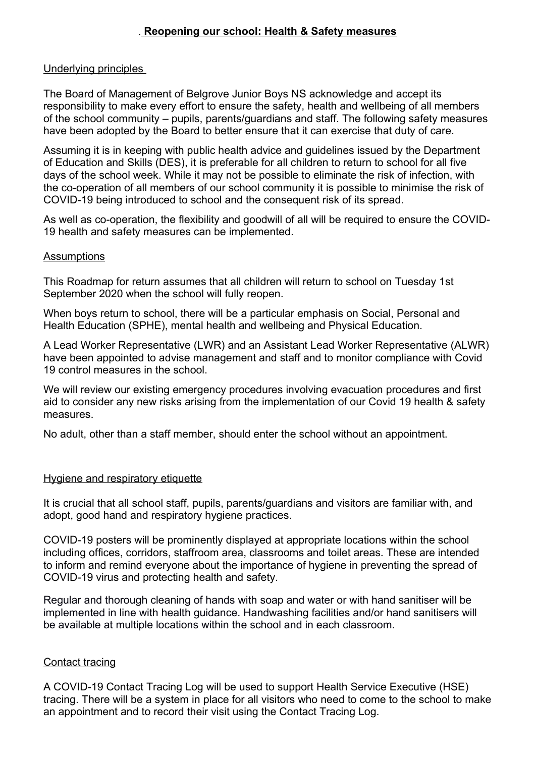# Reopening our school: Health & Safety measures

## Underlying principles

The Board of Management of Belgrove Junior Boys NS acknowledge and accept its responsibility to make every effort to ensure the safety, health and wellbeing of all members of the school community – pupils, parents/guardians and staff. The following safety measures have been adopted by the Board to better ensure that it can exercise that duty of care.

Assuming it is in keeping with public health advice and guidelines issued by the Department of Education and Skills (DES), it is preferable for all children to return to school for all five days of the school week. While it may not be possible to eliminate the risk of infection, with the co-operation of all members of our school community it is possible to minimise the risk of COVID-19 being introduced to school and the consequent risk of its spread.

As well as co-operation, the flexibility and goodwill of all will be required to ensure the COVID-19 health and safety measures can be implemented.

## Assumptions

This Roadmap for return assumes that all children will return to school on Tuesday 1st September 2020 when the school will fully reopen.

When boys return to school, there will be a particular emphasis on Social, Personal and Health Education (SPHE), mental health and wellbeing and Physical Education.

A Lead Worker Representative (LWR) and an Assistant Lead Worker Representative (ALWR) have been appointed to advise management and staff and to monitor compliance with Covid 19 control measures in the school.

We will review our existing emergency procedures involving evacuation procedures and first aid to consider any new risks arising from the implementation of our Covid 19 health & safety measures.

No adult, other than a staff member, should enter the school without an appointment.

## Hygiene and respiratory etiquette

It is crucial that all school staff, pupils, parents/guardians and visitors are familiar with, and adopt, good hand and respiratory hygiene practices.

COVID-19 posters will be prominently displayed at appropriate locations within the school including offices, corridors, staffroom area, classrooms and toilet areas. These are intended to inform and remind everyone about the importance of hygiene in preventing the spread of COVID-19 virus and protecting health and safety.

Regular and thorough cleaning of hands with soap and water or with hand sanitiser will be implemented in line with health guidance. Handwashing facilities and/or hand sanitisers will be available at multiple locations within the school and in each classroom.

## Contact tracing

A COVID-19 Contact Tracing Log will be used to support Health Service Executive (HSE) tracing. There will be a system in place for all visitors who need to come to the school to make an appointment and to record their visit using the Contact Tracing Log.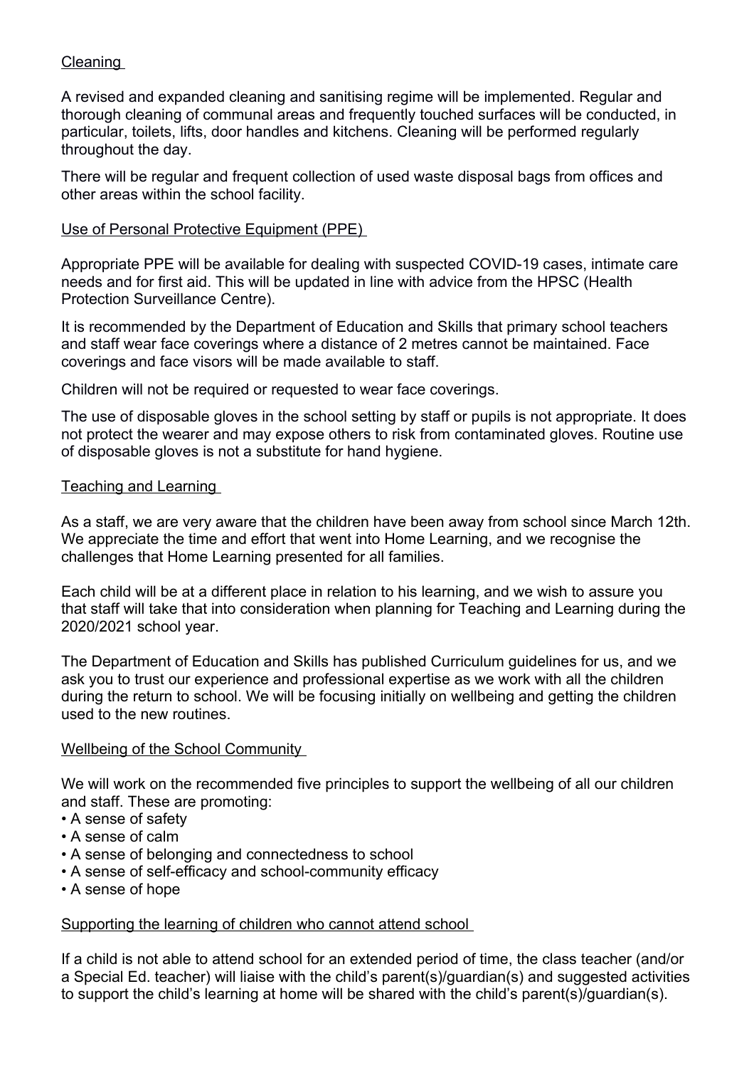## Cleaning

A revised and expanded cleaning and sanitising regime will be implemented. Regular and thorough cleaning of communal areas and frequently touched surfaces will be conducted, in particular, toilets, lifts, door handles and kitchens. Cleaning will be performed regularly throughout the day.

There will be regular and frequent collection of used waste disposal bags from offices and other areas within the school facility.

## Use of Personal Protective Equipment (PPE)

Appropriate PPE will be available for dealing with suspected COVID-19 cases, intimate care needs and for first aid. This will be updated in line with advice from the HPSC (Health Protection Surveillance Centre).

It is recommended by the Department of Education and Skills that primary school teachers and staff wear face coverings where a distance of 2 metres cannot be maintained. Face coverings and face visors will be made available to staff.

Children will not be required or requested to wear face coverings.

The use of disposable gloves in the school setting by staff or pupils is not appropriate. It does not protect the wearer and may expose others to risk from contaminated gloves. Routine use of disposable gloves is not a substitute for hand hygiene.

## Teaching and Learning

As a staff, we are very aware that the children have been away from school since March 12th. We appreciate the time and effort that went into Home Learning, and we recognise the challenges that Home Learning presented for all families.

Each child will be at a different place in relation to his learning, and we wish to assure you that staff will take that into consideration when planning for Teaching and Learning during the 2020/2021 school year.

The Department of Education and Skills has published Curriculum guidelines for us, and we ask you to trust our experience and professional expertise as we work with all the children during the return to school. We will be focusing initially on wellbeing and getting the children used to the new routines.

## Wellbeing of the School Community

We will work on the recommended five principles to support the wellbeing of all our children and staff. These are promoting:

- A sense of safety
- A sense of calm
- A sense of belonging and connectedness to school
- A sense of self-efficacy and school-community efficacy
- A sense of hope

## Supporting the learning of children who cannot attend school

If a child is not able to attend school for an extended period of time, the class teacher (and/or a Special Ed. teacher) will liaise with the child's parent(s)/guardian(s) and suggested activities to support the child's learning at home will be shared with the child's parent(s)/guardian(s).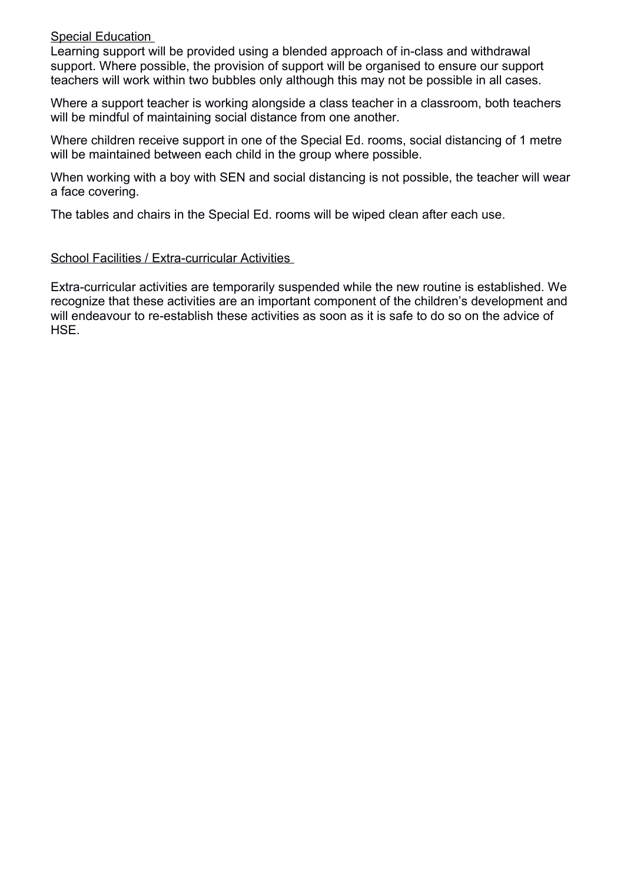## Special Education

Learning support will be provided using a blended approach of in-class and withdrawal support. Where possible, the provision of support will be organised to ensure our support teachers will work within two bubbles only although this may not be possible in all cases.

Where a support teacher is working alongside a class teacher in a classroom, both teachers will be mindful of maintaining social distance from one another.

Where children receive support in one of the Special Ed. rooms, social distancing of 1 metre will be maintained between each child in the group where possible.

When working with a boy with SEN and social distancing is not possible, the teacher will wear a face covering.

The tables and chairs in the Special Ed. rooms will be wiped clean after each use.

## School Facilities / Extra-curricular Activities

Extra-curricular activities are temporarily suspended while the new routine is established. We recognize that these activities are an important component of the children's development and will endeavour to re-establish these activities as soon as it is safe to do so on the advice of HSE.